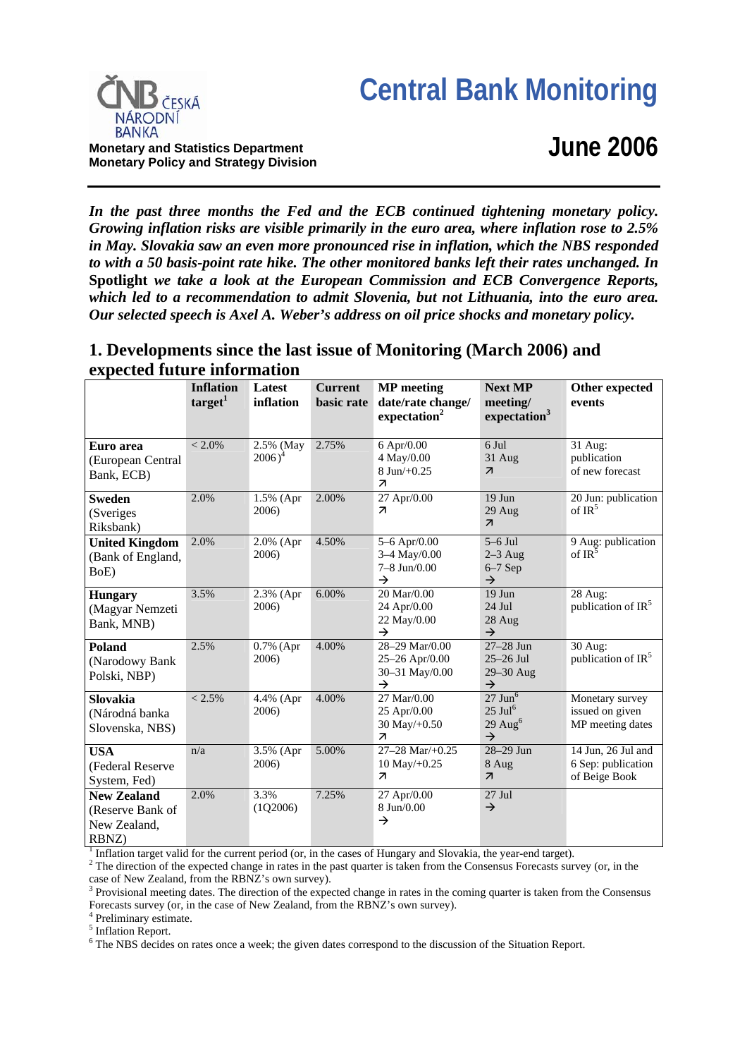# Central Bank Monitoring

## June 2006

**Monetary and Statistics Department**
**Monetary Policy and Strategy Division**

***In the past three months the Fed and the ECB continued tightening monetary policy. Growing inflation risks are visible primarily in the euro area, where inflation rose to 2.5% in May. Slovakia saw an even more pronounced rise in inflation, which the NBS responded to with a 50 basis-point rate hike. The other monitored banks left their rates unchanged. In*** **Spotlight** ***we take a look at the European Commission and ECB Convergence Reports, which led to a recommendation to admit Slovenia, but not Lithuania, into the euro area. Our selected speech is Axel A. Weber's address on oil price shocks and monetary policy.***

## 1. Developments since the last issue of Monitoring (March 2006) and expected future information

| | Inflation target[1] | Latest inflation | Current basic rate | MP meeting date/rate change/ expectation[2] | Next MP meeting/ expectation[3] | Other expected events |
|---|---|---|---|---|---|---|
| **Euro area** (European Central Bank, ECB) | < 2.0% | 2.5% (May 2006)[4] | 2.75% | 6 Apr/0.00<br>4 May/0.00<br>8 Jun/+0.25<br>↗ | 6 Jul<br>31 Aug<br>↗ | 31 Aug: publication of new forecast |
| **Sweden** (Sveriges Riksbank) | 2.0% | 1.5% (Apr 2006) | 2.00% | 27 Apr/0.00<br>↗ | 19 Jun<br>29 Aug<br>↗ | 20 Jun: publication of IR[5] |
| **United Kingdom** (Bank of England, BoE) | 2.0% | 2.0% (Apr 2006) | 4.50% | 5–6 Apr/0.00<br>3–4 May/0.00<br>7–8 Jun/0.00<br>→ | 5–6 Jul<br>2–3 Aug<br>6–7 Sep<br>→ | 9 Aug: publication of IR[5] |
| **Hungary** (Magyar Nemzeti Bank, MNB) | 3.5% | 2.3% (Apr 2006) | 6.00% | 20 Mar/0.00<br>24 Apr/0.00<br>22 May/0.00<br>→ | 19 Jun<br>24 Jul<br>28 Aug<br>→ | 28 Aug: publication of IR[5] |
| **Poland** (Narodowy Bank Polski, NBP) | 2.5% | 0.7% (Apr 2006) | 4.00% | 28–29 Mar/0.00<br>25–26 Apr/0.00<br>30–31 May/0.00<br>→ | 27–28 Jun<br>25–26 Jul<br>29–30 Aug<br>→ | 30 Aug: publication of IR[5] |
| **Slovakia** (Národná banka Slovenska, NBS) | < 2.5% | 4.4% (Apr 2006) | 4.00% | 27 Mar/0.00<br>25 Apr/0.00<br>30 May/+0.50<br>↗ | 27 Jun[6]<br>25 Jul[6]<br>29 Aug[6]<br>→ | Monetary survey issued on given MP meeting dates |
| **USA** (Federal Reserve System, Fed) | n/a | 3.5% (Apr 2006) | 5.00% | 27–28 Mar/+0.25<br>10 May/+0.25<br>↗ | 28–29 Jun<br>8 Aug<br>↗ | 14 Jun, 26 Jul and 6 Sep: publication of Beige Book |
| **New Zealand** (Reserve Bank of New Zealand, RBNZ) | 2.0% | 3.3% (1Q2006) | 7.25% | 27 Apr/0.00<br>8 Jun/0.00<br>→ | 27 Jul<br>→ | |

[1] Inflation target valid for the current period (or, in the cases of Hungary and Slovakia, the year-end target).
[2] The direction of the expected change in rates in the past quarter is taken from the Consensus Forecasts survey (or, in the case of New Zealand, from the RBNZ's own survey).
[3] Provisional meeting dates. The direction of the expected change in rates in the coming quarter is taken from the Consensus Forecasts survey (or, in the case of New Zealand, from the RBNZ's own survey).
[4] Preliminary estimate.
[5] Inflation Report.
[6] The NBS decides on rates once a week; the given dates correspond to the discussion of the Situation Report.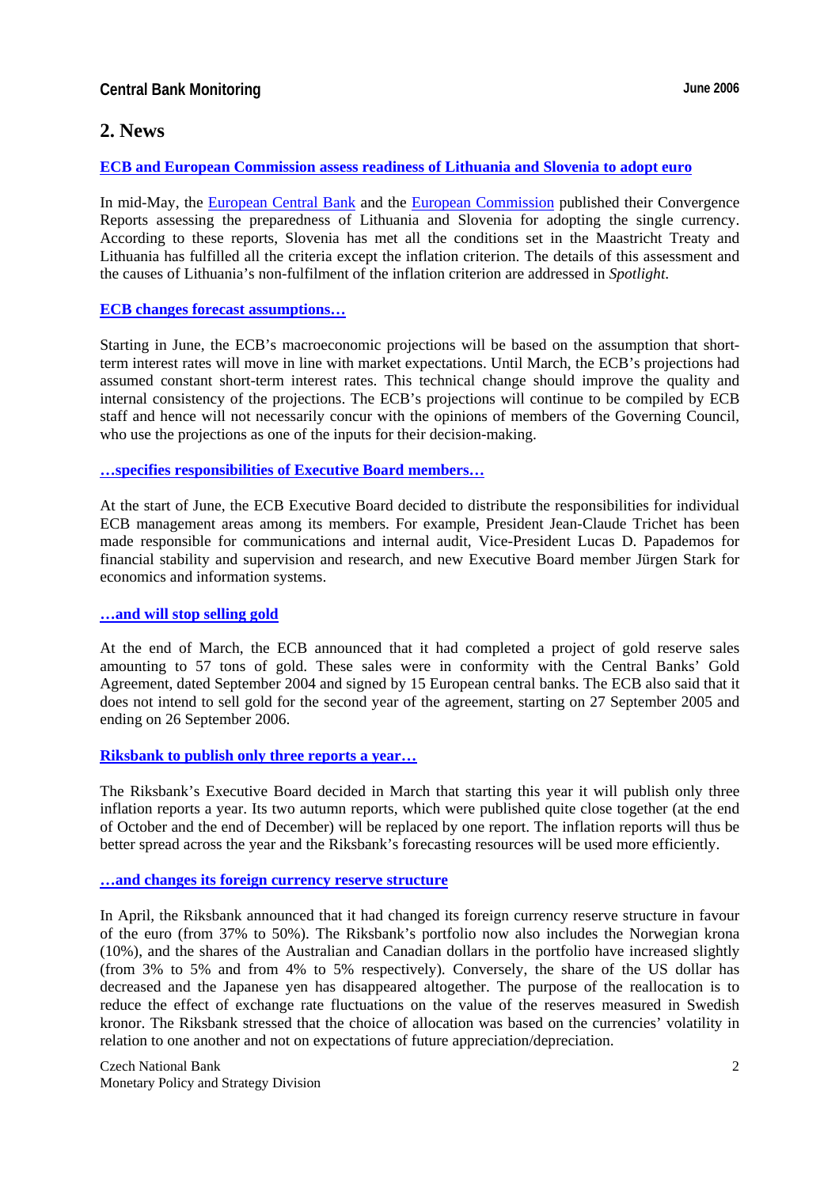## 2. News

**ECB and European Commission assess readiness of Lithuania and Slovenia to adopt euro**

In mid-May, the European Central Bank and the European Commission published their Convergence Reports assessing the preparedness of Lithuania and Slovenia for adopting the single currency. According to these reports, Slovenia has met all the conditions set in the Maastricht Treaty and Lithuania has fulfilled all the criteria except the inflation criterion. The details of this assessment and the causes of Lithuania's non-fulfilment of the inflation criterion are addressed in *Spotlight*.

**ECB changes forecast assumptions…**

Starting in June, the ECB's macroeconomic projections will be based on the assumption that short-term interest rates will move in line with market expectations. Until March, the ECB's projections had assumed constant short-term interest rates. This technical change should improve the quality and internal consistency of the projections. The ECB's projections will continue to be compiled by ECB staff and hence will not necessarily concur with the opinions of members of the Governing Council, who use the projections as one of the inputs for their decision-making.

**…specifies responsibilities of Executive Board members…**

At the start of June, the ECB Executive Board decided to distribute the responsibilities for individual ECB management areas among its members. For example, President Jean-Claude Trichet has been made responsible for communications and internal audit, Vice-President Lucas D. Papademos for financial stability and supervision and research, and new Executive Board member Jürgen Stark for economics and information systems.

**…and will stop selling gold**

At the end of March, the ECB announced that it had completed a project of gold reserve sales amounting to 57 tons of gold. These sales were in conformity with the Central Banks' Gold Agreement, dated September 2004 and signed by 15 European central banks. The ECB also said that it does not intend to sell gold for the second year of the agreement, starting on 27 September 2005 and ending on 26 September 2006.

**Riksbank to publish only three reports a year…**

The Riksbank's Executive Board decided in March that starting this year it will publish only three inflation reports a year. Its two autumn reports, which were published quite close together (at the end of October and the end of December) will be replaced by one report. The inflation reports will thus be better spread across the year and the Riksbank's forecasting resources will be used more efficiently.

**…and changes its foreign currency reserve structure**

In April, the Riksbank announced that it had changed its foreign currency reserve structure in favour of the euro (from 37% to 50%). The Riksbank's portfolio now also includes the Norwegian krona (10%), and the shares of the Australian and Canadian dollars in the portfolio have increased slightly (from 3% to 5% and from 4% to 5% respectively). Conversely, the share of the US dollar has decreased and the Japanese yen has disappeared altogether. The purpose of the reallocation is to reduce the effect of exchange rate fluctuations on the value of the reserves measured in Swedish kronor. The Riksbank stressed that the choice of allocation was based on the currencies' volatility in relation to one another and not on expectations of future appreciation/depreciation.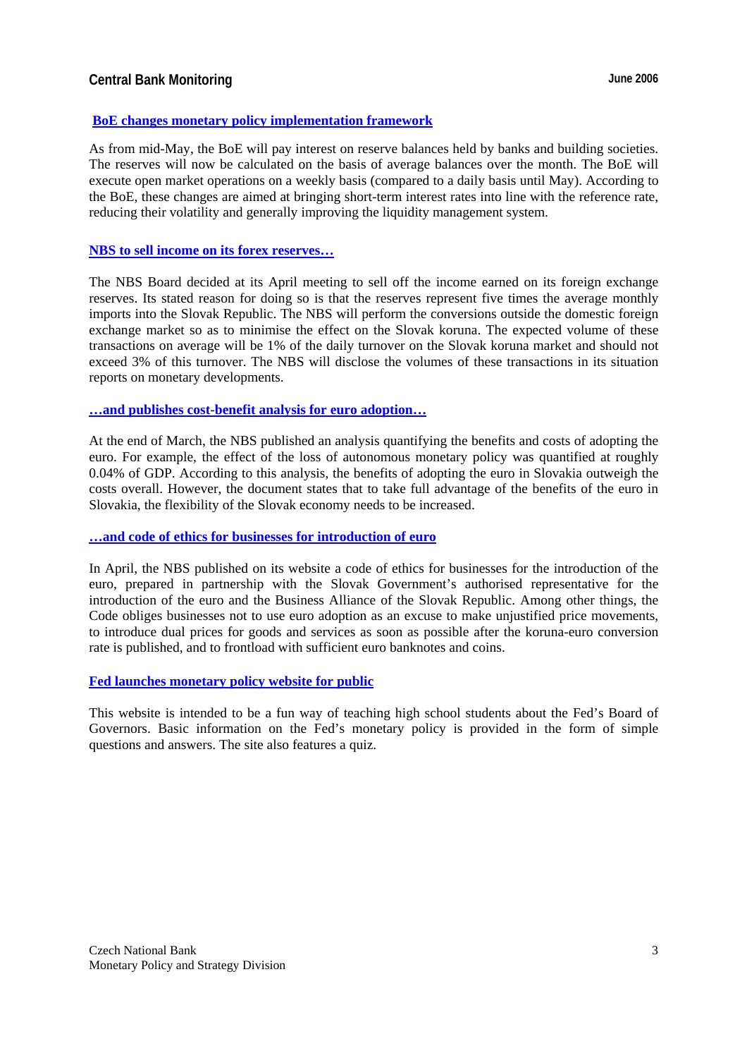### BoE changes monetary policy implementation framework

As from mid-May, the BoE will pay interest on reserve balances held by banks and building societies. The reserves will now be calculated on the basis of average balances over the month. The BoE will execute open market operations on a weekly basis (compared to a daily basis until May). According to the BoE, these changes are aimed at bringing short-term interest rates into line with the reference rate, reducing their volatility and generally improving the liquidity management system.

### NBS to sell income on its forex reserves…

The NBS Board decided at its April meeting to sell off the income earned on its foreign exchange reserves. Its stated reason for doing so is that the reserves represent five times the average monthly imports into the Slovak Republic. The NBS will perform the conversions outside the domestic foreign exchange market so as to minimise the effect on the Slovak koruna. The expected volume of these transactions on average will be 1% of the daily turnover on the Slovak koruna market and should not exceed 3% of this turnover. The NBS will disclose the volumes of these transactions in its situation reports on monetary developments.

### …and publishes cost-benefit analysis for euro adoption…

At the end of March, the NBS published an analysis quantifying the benefits and costs of adopting the euro. For example, the effect of the loss of autonomous monetary policy was quantified at roughly 0.04% of GDP. According to this analysis, the benefits of adopting the euro in Slovakia outweigh the costs overall. However, the document states that to take full advantage of the benefits of the euro in Slovakia, the flexibility of the Slovak economy needs to be increased.

### …and code of ethics for businesses for introduction of euro

In April, the NBS published on its website a code of ethics for businesses for the introduction of the euro, prepared in partnership with the Slovak Government's authorised representative for the introduction of the euro and the Business Alliance of the Slovak Republic. Among other things, the Code obliges businesses not to use euro adoption as an excuse to make unjustified price movements, to introduce dual prices for goods and services as soon as possible after the koruna-euro conversion rate is published, and to frontload with sufficient euro banknotes and coins.

### Fed launches monetary policy website for public

This website is intended to be a fun way of teaching high school students about the Fed's Board of Governors. Basic information on the Fed's monetary policy is provided in the form of simple questions and answers. The site also features a quiz.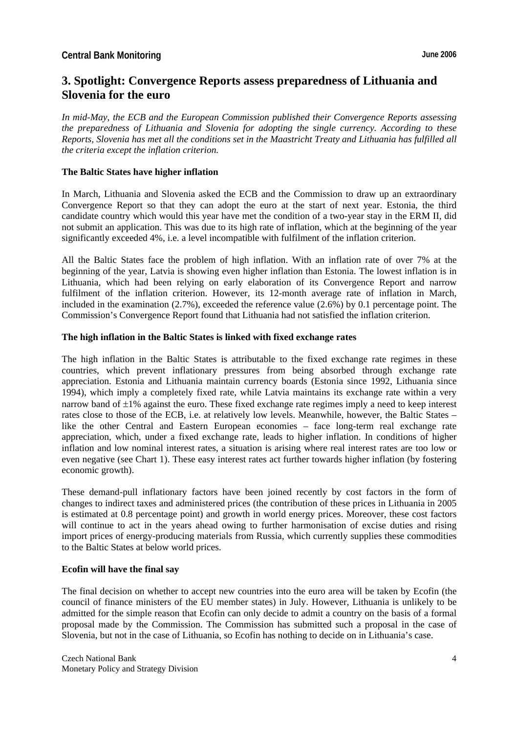## 3. Spotlight: Convergence Reports assess preparedness of Lithuania and Slovenia for the euro

*In mid-May, the ECB and the European Commission published their Convergence Reports assessing the preparedness of Lithuania and Slovenia for adopting the single currency. According to these Reports, Slovenia has met all the conditions set in the Maastricht Treaty and Lithuania has fulfilled all the criteria except the inflation criterion.*

**The Baltic States have higher inflation**

In March, Lithuania and Slovenia asked the ECB and the Commission to draw up an extraordinary Convergence Report so that they can adopt the euro at the start of next year. Estonia, the third candidate country which would this year have met the condition of a two-year stay in the ERM II, did not submit an application. This was due to its high rate of inflation, which at the beginning of the year significantly exceeded 4%, i.e. a level incompatible with fulfilment of the inflation criterion.

All the Baltic States face the problem of high inflation. With an inflation rate of over 7% at the beginning of the year, Latvia is showing even higher inflation than Estonia. The lowest inflation is in Lithuania, which had been relying on early elaboration of its Convergence Report and narrow fulfilment of the inflation criterion. However, its 12-month average rate of inflation in March, included in the examination (2.7%), exceeded the reference value (2.6%) by 0.1 percentage point. The Commission's Convergence Report found that Lithuania had not satisfied the inflation criterion.

**The high inflation in the Baltic States is linked with fixed exchange rates**

The high inflation in the Baltic States is attributable to the fixed exchange rate regimes in these countries, which prevent inflationary pressures from being absorbed through exchange rate appreciation. Estonia and Lithuania maintain currency boards (Estonia since 1992, Lithuania since 1994), which imply a completely fixed rate, while Latvia maintains its exchange rate within a very narrow band of ±1% against the euro. These fixed exchange rate regimes imply a need to keep interest rates close to those of the ECB, i.e. at relatively low levels. Meanwhile, however, the Baltic States – like the other Central and Eastern European economies – face long-term real exchange rate appreciation, which, under a fixed exchange rate, leads to higher inflation. In conditions of higher inflation and low nominal interest rates, a situation is arising where real interest rates are too low or even negative (see Chart 1). These easy interest rates act further towards higher inflation (by fostering economic growth).

These demand-pull inflationary factors have been joined recently by cost factors in the form of changes to indirect taxes and administered prices (the contribution of these prices in Lithuania in 2005 is estimated at 0.8 percentage point) and growth in world energy prices. Moreover, these cost factors will continue to act in the years ahead owing to further harmonisation of excise duties and rising import prices of energy-producing materials from Russia, which currently supplies these commodities to the Baltic States at below world prices.

**Ecofin will have the final say**

The final decision on whether to accept new countries into the euro area will be taken by Ecofin (the council of finance ministers of the EU member states) in July. However, Lithuania is unlikely to be admitted for the simple reason that Ecofin can only decide to admit a country on the basis of a formal proposal made by the Commission. The Commission has submitted such a proposal in the case of Slovenia, but not in the case of Lithuania, so Ecofin has nothing to decide on in Lithuania's case.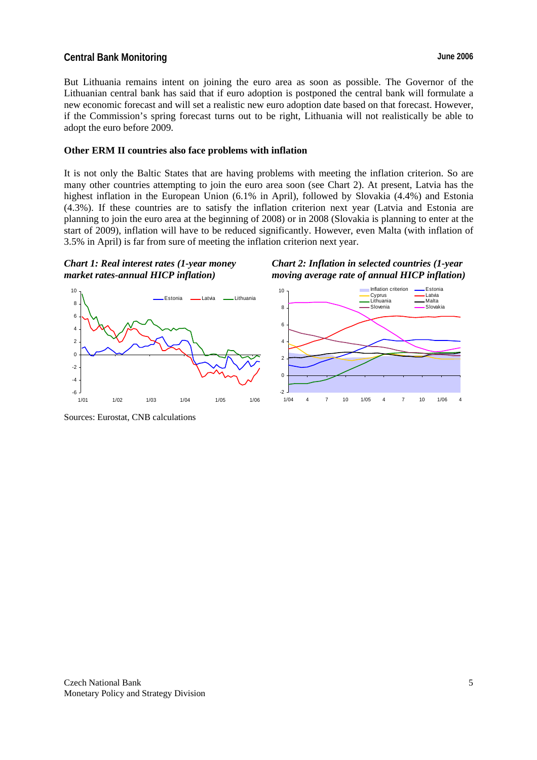But Lithuania remains intent on joining the euro area as soon as possible. The Governor of the Lithuanian central bank has said that if euro adoption is postponed the central bank will formulate a new economic forecast and will set a realistic new euro adoption date based on that forecast. However, if the Commission's spring forecast turns out to be right, Lithuania will not realistically be able to adopt the euro before 2009.

**Other ERM II countries also face problems with inflation**

It is not only the Baltic States that are having problems with meeting the inflation criterion. So are many other countries attempting to join the euro area soon (see Chart 2). At present, Latvia has the highest inflation in the European Union (6.1% in April), followed by Slovakia (4.4%) and Estonia (4.3%). If these countries are to satisfy the inflation criterion next year (Latvia and Estonia are planning to join the euro area at the beginning of 2008) or in 2008 (Slovakia is planning to enter at the start of 2009), inflation will have to be reduced significantly. However, even Malta (with inflation of 3.5% in April) is far from sure of meeting the inflation criterion next year.

***Chart 1: Real interest rates (1-year money market rates-annual HICP inflation)***

***Chart 2: Inflation in selected countries (1-year moving average rate of annual HICP inflation)***

Sources: Eurostat, CNB calculations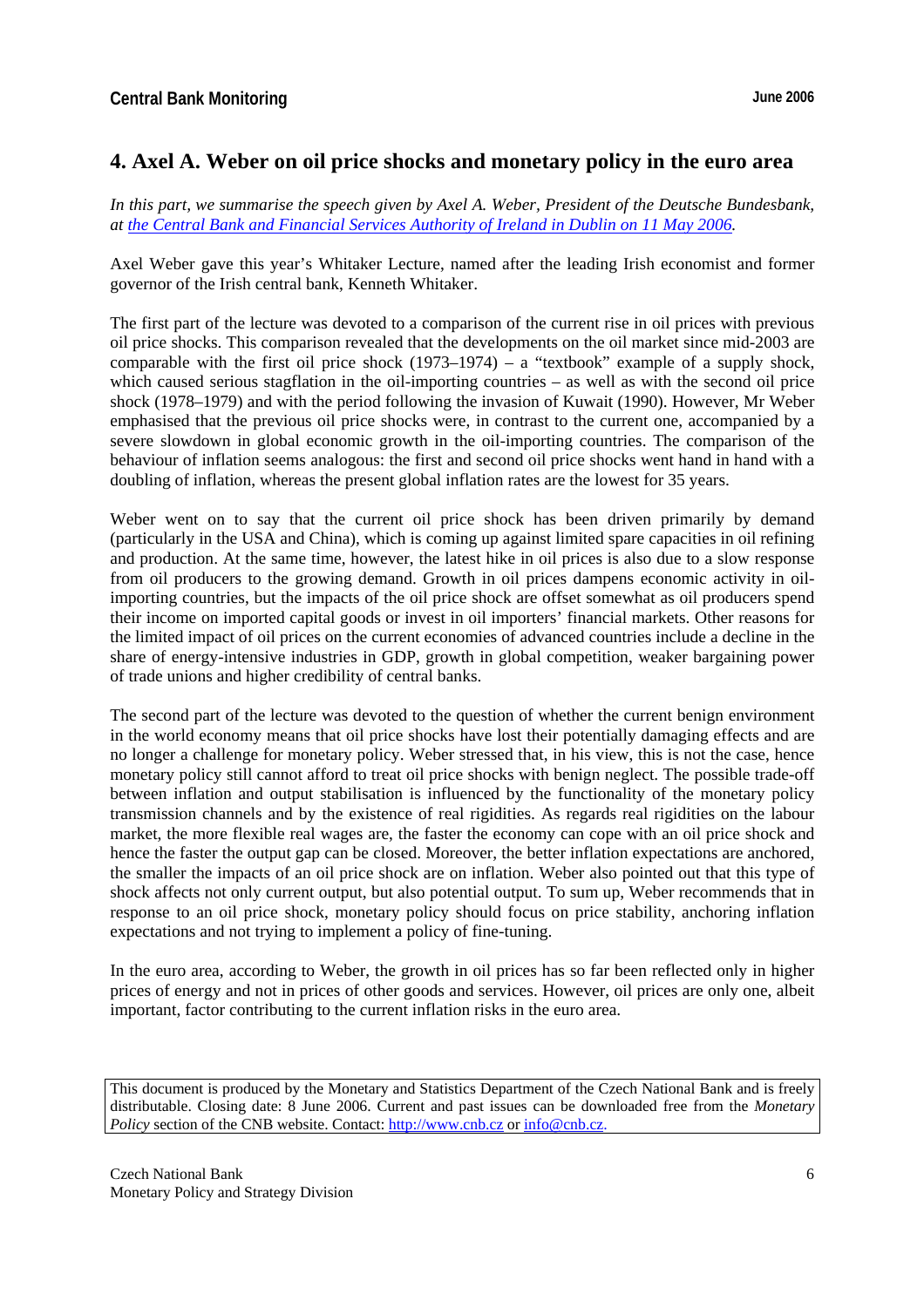## 4. Axel A. Weber on oil price shocks and monetary policy in the euro area

*In this part, we summarise the speech given by Axel A. Weber, President of the Deutsche Bundesbank, at [the Central Bank and Financial Services Authority of Ireland in Dublin on 11 May 2006](the Central Bank and Financial Services Authority of Ireland in Dublin on 11 May 2006).*

Axel Weber gave this year's Whitaker Lecture, named after the leading Irish economist and former governor of the Irish central bank, Kenneth Whitaker.

The first part of the lecture was devoted to a comparison of the current rise in oil prices with previous oil price shocks. This comparison revealed that the developments on the oil market since mid-2003 are comparable with the first oil price shock (1973–1974) – a "textbook" example of a supply shock, which caused serious stagflation in the oil-importing countries – as well as with the second oil price shock (1978–1979) and with the period following the invasion of Kuwait (1990). However, Mr Weber emphasised that the previous oil price shocks were, in contrast to the current one, accompanied by a severe slowdown in global economic growth in the oil-importing countries. The comparison of the behaviour of inflation seems analogous: the first and second oil price shocks went hand in hand with a doubling of inflation, whereas the present global inflation rates are the lowest for 35 years.

Weber went on to say that the current oil price shock has been driven primarily by demand (particularly in the USA and China), which is coming up against limited spare capacities in oil refining and production. At the same time, however, the latest hike in oil prices is also due to a slow response from oil producers to the growing demand. Growth in oil prices dampens economic activity in oil-importing countries, but the impacts of the oil price shock are offset somewhat as oil producers spend their income on imported capital goods or invest in oil importers' financial markets. Other reasons for the limited impact of oil prices on the current economies of advanced countries include a decline in the share of energy-intensive industries in GDP, growth in global competition, weaker bargaining power of trade unions and higher credibility of central banks.

The second part of the lecture was devoted to the question of whether the current benign environment in the world economy means that oil price shocks have lost their potentially damaging effects and are no longer a challenge for monetary policy. Weber stressed that, in his view, this is not the case, hence monetary policy still cannot afford to treat oil price shocks with benign neglect. The possible trade-off between inflation and output stabilisation is influenced by the functionality of the monetary policy transmission channels and by the existence of real rigidities. As regards real rigidities on the labour market, the more flexible real wages are, the faster the economy can cope with an oil price shock and hence the faster the output gap can be closed. Moreover, the better inflation expectations are anchored, the smaller the impacts of an oil price shock are on inflation. Weber also pointed out that this type of shock affects not only current output, but also potential output. To sum up, Weber recommends that in response to an oil price shock, monetary policy should focus on price stability, anchoring inflation expectations and not trying to implement a policy of fine-tuning.

In the euro area, according to Weber, the growth in oil prices has so far been reflected only in higher prices of energy and not in prices of other goods and services. However, oil prices are only one, albeit important, factor contributing to the current inflation risks in the euro area.

This document is produced by the Monetary and Statistics Department of the Czech National Bank and is freely distributable. Closing date: 8 June 2006. Current and past issues can be downloaded free from the *Monetary Policy* section of the CNB website. Contact: [http://www.cnb.cz](http://www.cnb.cz) or [info@cnb.cz](mailto:info@cnb.cz).